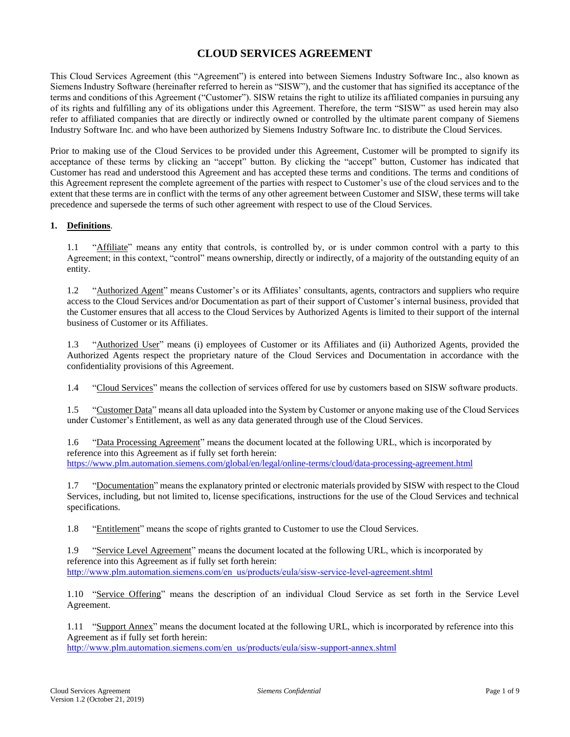# CLOUD SERVICES AGREEMENT

This Cloud Services Agreement (this "Agreement") is entered into between Siemens Industry Software Inc., also known as Siemens Industry Software (hereinafter referred to herein as "SISW"), and the customer that has signified its acceptance of the terms and conditions of this Agreement ("Customer"). SISW retains the right to utilize its affiliated companies in pursuing any of its rights and fulfilling any of its obligations under this Agreement. Therefore, the term "SISW" as used herein may also refer to affiliated companies that are directly or indirectly owned or controlled by the ultimate parent company of Siemens Industry Software Inc. and who have been authorized by Siemens Industry Software Inc. to distribute the Cloud Services.

Prior to making use of the Cloud Services to be provided under this Agreement, Customer will be prompted to signify its acceptance of these terms by clicking an "accept" button. By clicking the "accept" button, Customer has indicated that Customer has read and understood this Agreement and has accepted these terms and conditions. The terms and conditions of this Agreement represent the complete agreement of the parties with respect to Customer's use of the cloud services and to the extent that these terms are in conflict with the terms of any other agreement between Customer and SISW, these terms will take precedence and supersede the terms of such other agreement with respect to use of the Cloud Services.

**1. Definitions**.

1.1 "Affiliate" means any entity that controls, is controlled by, or is under common control with a party to this Agreement; in this context, "control" means ownership, directly or indirectly, of a majority of the outstanding equity of an entity.

1.2 "Authorized Agent" means Customer's or its Affiliates' consultants, agents, contractors and suppliers who require access to the Cloud Services and/or Documentation as part of their support of Customer's internal business, provided that the Customer ensures that all access to the Cloud Services by Authorized Agents is limited to their support of the internal business of Customer or its Affiliates.

1.3 "Authorized User" means (i) employees of Customer or its Affiliates and (ii) Authorized Agents, provided the Authorized Agents respect the proprietary nature of the Cloud Services and Documentation in accordance with the confidentiality provisions of this Agreement.

1.4 "Cloud Services" means the collection of services offered for use by customers based on SISW software products.

1.5 "Customer Data" means all data uploaded into the System by Customer or anyone making use of the Cloud Services under Customer's Entitlement, as well as any data generated through use of the Cloud Services.

1.6 "Data Processing Agreement" means the document located at the following URL, which is incorporated by reference into this Agreement as if fully set forth herein: https://www.plm.automation.siemens.com/global/en/legal/online-terms/cloud/data-processing-agreement.html

1.7 "Documentation" means the explanatory printed or electronic materials provided by SISW with respect to the Cloud Services, including, but not limited to, license specifications, instructions for the use of the Cloud Services and technical specifications.

1.8 "Entitlement" means the scope of rights granted to Customer to use the Cloud Services.

1.9 "Service Level Agreement" means the document located at the following URL, which is incorporated by reference into this Agreement as if fully set forth herein: http://www.plm.automation.siemens.com/en_us/products/eula/sisw-service-level-agreement.shtml

1.10 "Service Offering" means the description of an individual Cloud Service as set forth in the Service Level Agreement.

1.11 "Support Annex" means the document located at the following URL, which is incorporated by reference into this Agreement as if fully set forth herein: http://www.plm.automation.siemens.com/en_us/products/eula/sisw-support-annex.shtml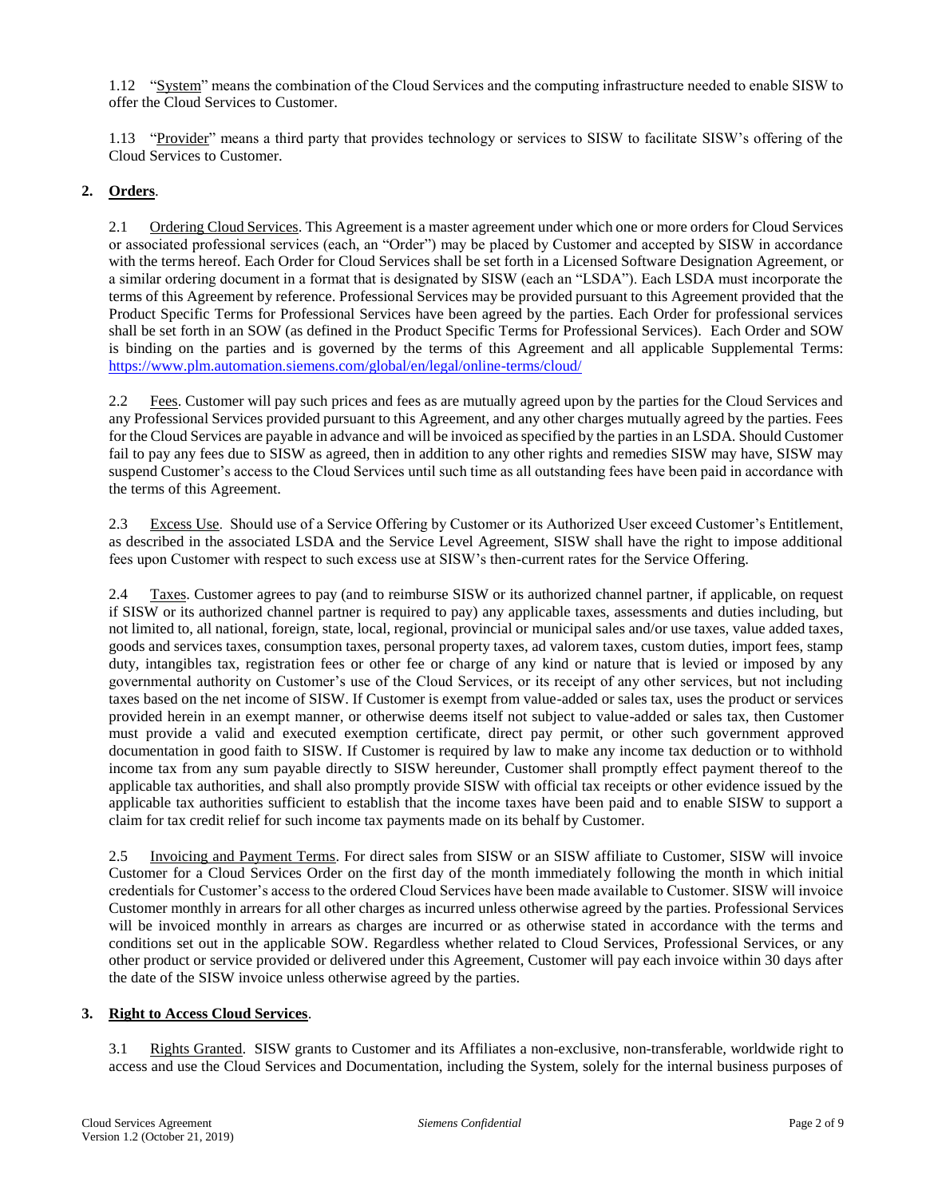1.12 "System" means the combination of the Cloud Services and the computing infrastructure needed to enable SISW to offer the Cloud Services to Customer.

1.13 "Provider" means a third party that provides technology or services to SISW to facilitate SISW's offering of the Cloud Services to Customer.

## 2. Orders.

2.1 Ordering Cloud Services. This Agreement is a master agreement under which one or more orders for Cloud Services or associated professional services (each, an "Order") may be placed by Customer and accepted by SISW in accordance with the terms hereof. Each Order for Cloud Services shall be set forth in a Licensed Software Designation Agreement, or a similar ordering document in a format that is designated by SISW (each an "LSDA"). Each LSDA must incorporate the terms of this Agreement by reference. Professional Services may be provided pursuant to this Agreement provided that the Product Specific Terms for Professional Services have been agreed by the parties. Each Order for professional services shall be set forth in an SOW (as defined in the Product Specific Terms for Professional Services). Each Order and SOW is binding on the parties and is governed by the terms of this Agreement and all applicable Supplemental Terms: https://www.plm.automation.siemens.com/global/en/legal/online-terms/cloud/

2.2 Fees. Customer will pay such prices and fees as are mutually agreed upon by the parties for the Cloud Services and any Professional Services provided pursuant to this Agreement, and any other charges mutually agreed by the parties. Fees for the Cloud Services are payable in advance and will be invoiced as specified by the parties in an LSDA. Should Customer fail to pay any fees due to SISW as agreed, then in addition to any other rights and remedies SISW may have, SISW may suspend Customer's access to the Cloud Services until such time as all outstanding fees have been paid in accordance with the terms of this Agreement.

2.3 Excess Use. Should use of a Service Offering by Customer or its Authorized User exceed Customer's Entitlement, as described in the associated LSDA and the Service Level Agreement, SISW shall have the right to impose additional fees upon Customer with respect to such excess use at SISW's then-current rates for the Service Offering.

2.4 Taxes. Customer agrees to pay (and to reimburse SISW or its authorized channel partner, if applicable, on request if SISW or its authorized channel partner is required to pay) any applicable taxes, assessments and duties including, but not limited to, all national, foreign, state, local, regional, provincial or municipal sales and/or use taxes, value added taxes, goods and services taxes, consumption taxes, personal property taxes, ad valorem taxes, custom duties, import fees, stamp duty, intangibles tax, registration fees or other fee or charge of any kind or nature that is levied or imposed by any governmental authority on Customer's use of the Cloud Services, or its receipt of any other services, but not including taxes based on the net income of SISW. If Customer is exempt from value-added or sales tax, uses the product or services provided herein in an exempt manner, or otherwise deems itself not subject to value-added or sales tax, then Customer must provide a valid and executed exemption certificate, direct pay permit, or other such government approved documentation in good faith to SISW. If Customer is required by law to make any income tax deduction or to withhold income tax from any sum payable directly to SISW hereunder, Customer shall promptly effect payment thereof to the applicable tax authorities, and shall also promptly provide SISW with official tax receipts or other evidence issued by the applicable tax authorities sufficient to establish that the income taxes have been paid and to enable SISW to support a claim for tax credit relief for such income tax payments made on its behalf by Customer.

2.5 Invoicing and Payment Terms. For direct sales from SISW or an SISW affiliate to Customer, SISW will invoice Customer for a Cloud Services Order on the first day of the month immediately following the month in which initial credentials for Customer's access to the ordered Cloud Services have been made available to Customer. SISW will invoice Customer monthly in arrears for all other charges as incurred unless otherwise agreed by the parties. Professional Services will be invoiced monthly in arrears as charges are incurred or as otherwise stated in accordance with the terms and conditions set out in the applicable SOW. Regardless whether related to Cloud Services, Professional Services, or any other product or service provided or delivered under this Agreement, Customer will pay each invoice within 30 days after the date of the SISW invoice unless otherwise agreed by the parties.

## 3. Right to Access Cloud Services.

3.1 Rights Granted. SISW grants to Customer and its Affiliates a non-exclusive, non-transferable, worldwide right to access and use the Cloud Services and Documentation, including the System, solely for the internal business purposes of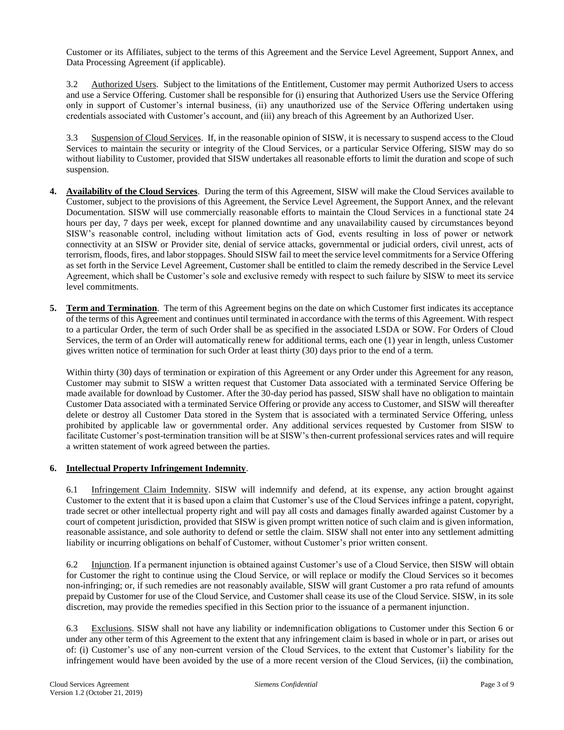Customer or its Affiliates, subject to the terms of this Agreement and the Service Level Agreement, Support Annex, and Data Processing Agreement (if applicable).

3.2 Authorized Users. Subject to the limitations of the Entitlement, Customer may permit Authorized Users to access and use a Service Offering. Customer shall be responsible for (i) ensuring that Authorized Users use the Service Offering only in support of Customer's internal business, (ii) any unauthorized use of the Service Offering undertaken using credentials associated with Customer's account, and (iii) any breach of this Agreement by an Authorized User.

3.3 Suspension of Cloud Services. If, in the reasonable opinion of SISW, it is necessary to suspend access to the Cloud Services to maintain the security or integrity of the Cloud Services, or a particular Service Offering, SISW may do so without liability to Customer, provided that SISW undertakes all reasonable efforts to limit the duration and scope of such suspension.

**4. Availability of the Cloud Services**. During the term of this Agreement, SISW will make the Cloud Services available to Customer, subject to the provisions of this Agreement, the Service Level Agreement, the Support Annex, and the relevant Documentation. SISW will use commercially reasonable efforts to maintain the Cloud Services in a functional state 24 hours per day, 7 days per week, except for planned downtime and any unavailability caused by circumstances beyond SISW's reasonable control, including without limitation acts of God, events resulting in loss of power or network connectivity at an SISW or Provider site, denial of service attacks, governmental or judicial orders, civil unrest, acts of terrorism, floods, fires, and labor stoppages. Should SISW fail to meet the service level commitments for a Service Offering as set forth in the Service Level Agreement, Customer shall be entitled to claim the remedy described in the Service Level Agreement, which shall be Customer's sole and exclusive remedy with respect to such failure by SISW to meet its service level commitments.

**5. Term and Termination**. The term of this Agreement begins on the date on which Customer first indicates its acceptance of the terms of this Agreement and continues until terminated in accordance with the terms of this Agreement. With respect to a particular Order, the term of such Order shall be as specified in the associated LSDA or SOW. For Orders of Cloud Services, the term of an Order will automatically renew for additional terms, each one (1) year in length, unless Customer gives written notice of termination for such Order at least thirty (30) days prior to the end of a term.

Within thirty (30) days of termination or expiration of this Agreement or any Order under this Agreement for any reason, Customer may submit to SISW a written request that Customer Data associated with a terminated Service Offering be made available for download by Customer. After the 30-day period has passed, SISW shall have no obligation to maintain Customer Data associated with a terminated Service Offering or provide any access to Customer, and SISW will thereafter delete or destroy all Customer Data stored in the System that is associated with a terminated Service Offering, unless prohibited by applicable law or governmental order. Any additional services requested by Customer from SISW to facilitate Customer's post-termination transition will be at SISW's then-current professional services rates and will require a written statement of work agreed between the parties.

**6. Intellectual Property Infringement Indemnity**.

6.1 Infringement Claim Indemnity. SISW will indemnify and defend, at its expense, any action brought against Customer to the extent that it is based upon a claim that Customer's use of the Cloud Services infringe a patent, copyright, trade secret or other intellectual property right and will pay all costs and damages finally awarded against Customer by a court of competent jurisdiction, provided that SISW is given prompt written notice of such claim and is given information, reasonable assistance, and sole authority to defend or settle the claim. SISW shall not enter into any settlement admitting liability or incurring obligations on behalf of Customer, without Customer's prior written consent.

6.2 Injunction. If a permanent injunction is obtained against Customer's use of a Cloud Service, then SISW will obtain for Customer the right to continue using the Cloud Service, or will replace or modify the Cloud Services so it becomes non-infringing; or, if such remedies are not reasonably available, SISW will grant Customer a pro rata refund of amounts prepaid by Customer for use of the Cloud Service, and Customer shall cease its use of the Cloud Service. SISW, in its sole discretion, may provide the remedies specified in this Section prior to the issuance of a permanent injunction.

6.3 Exclusions. SISW shall not have any liability or indemnification obligations to Customer under this Section 6 or under any other term of this Agreement to the extent that any infringement claim is based in whole or in part, or arises out of: (i) Customer's use of any non-current version of the Cloud Services, to the extent that Customer's liability for the infringement would have been avoided by the use of a more recent version of the Cloud Services, (ii) the combination,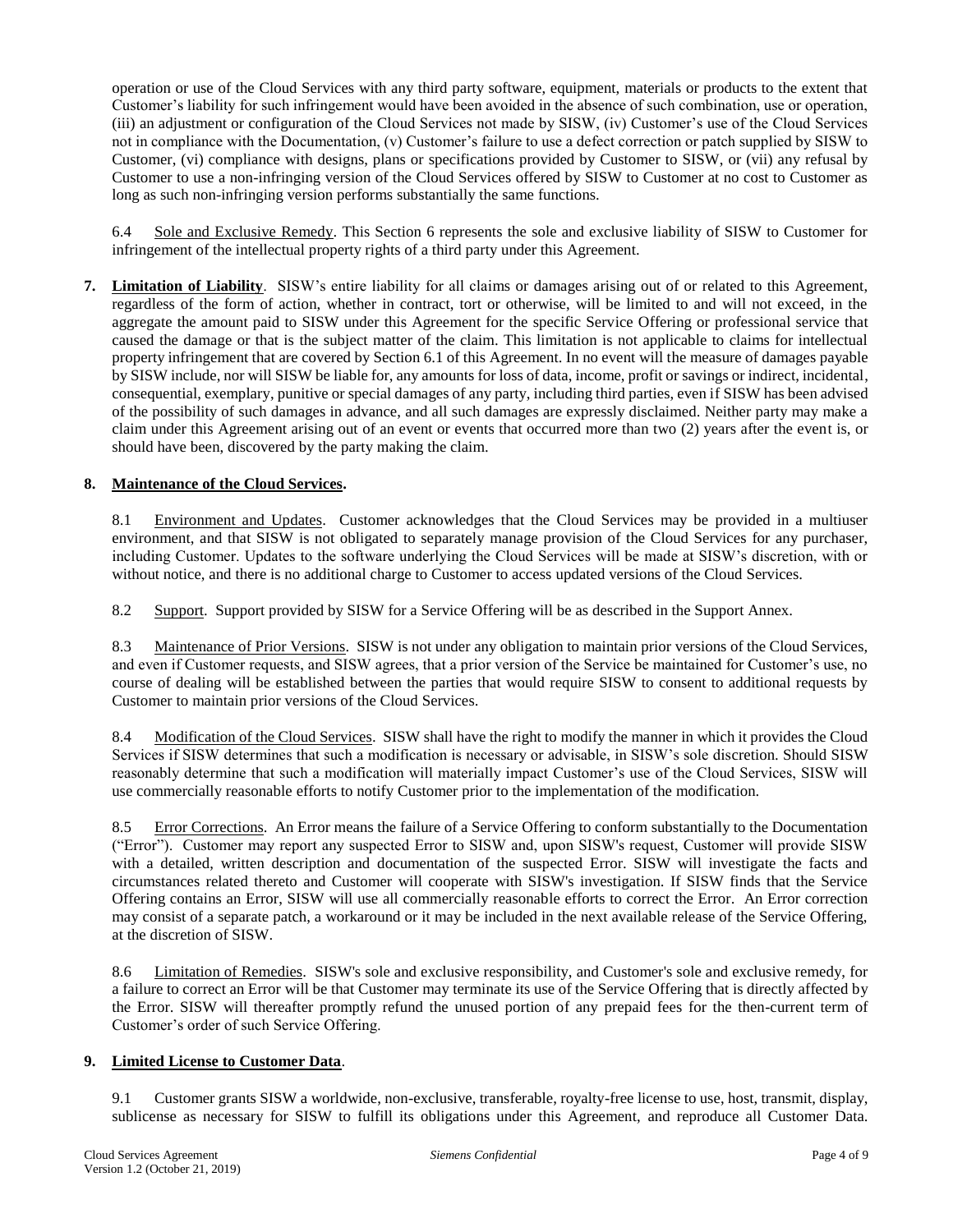operation or use of the Cloud Services with any third party software, equipment, materials or products to the extent that Customer's liability for such infringement would have been avoided in the absence of such combination, use or operation, (iii) an adjustment or configuration of the Cloud Services not made by SISW, (iv) Customer's use of the Cloud Services not in compliance with the Documentation, (v) Customer's failure to use a defect correction or patch supplied by SISW to Customer, (vi) compliance with designs, plans or specifications provided by Customer to SISW, or (vii) any refusal by Customer to use a non-infringing version of the Cloud Services offered by SISW to Customer at no cost to Customer as long as such non-infringing version performs substantially the same functions.

6.4 Sole and Exclusive Remedy. This Section 6 represents the sole and exclusive liability of SISW to Customer for infringement of the intellectual property rights of a third party under this Agreement.

**7. Limitation of Liability**. SISW's entire liability for all claims or damages arising out of or related to this Agreement, regardless of the form of action, whether in contract, tort or otherwise, will be limited to and will not exceed, in the aggregate the amount paid to SISW under this Agreement for the specific Service Offering or professional service that caused the damage or that is the subject matter of the claim. This limitation is not applicable to claims for intellectual property infringement that are covered by Section 6.1 of this Agreement. In no event will the measure of damages payable by SISW include, nor will SISW be liable for, any amounts for loss of data, income, profit or savings or indirect, incidental, consequential, exemplary, punitive or special damages of any party, including third parties, even if SISW has been advised of the possibility of such damages in advance, and all such damages are expressly disclaimed. Neither party may make a claim under this Agreement arising out of an event or events that occurred more than two (2) years after the event is, or should have been, discovered by the party making the claim.

**8. Maintenance of the Cloud Services.**

8.1 Environment and Updates. Customer acknowledges that the Cloud Services may be provided in a multiuser environment, and that SISW is not obligated to separately manage provision of the Cloud Services for any purchaser, including Customer. Updates to the software underlying the Cloud Services will be made at SISW's discretion, with or without notice, and there is no additional charge to Customer to access updated versions of the Cloud Services.

8.2 Support. Support provided by SISW for a Service Offering will be as described in the Support Annex.

8.3 Maintenance of Prior Versions. SISW is not under any obligation to maintain prior versions of the Cloud Services, and even if Customer requests, and SISW agrees, that a prior version of the Service be maintained for Customer's use, no course of dealing will be established between the parties that would require SISW to consent to additional requests by Customer to maintain prior versions of the Cloud Services.

8.4 Modification of the Cloud Services. SISW shall have the right to modify the manner in which it provides the Cloud Services if SISW determines that such a modification is necessary or advisable, in SISW's sole discretion. Should SISW reasonably determine that such a modification will materially impact Customer's use of the Cloud Services, SISW will use commercially reasonable efforts to notify Customer prior to the implementation of the modification.

8.5 Error Corrections. An Error means the failure of a Service Offering to conform substantially to the Documentation ("Error"). Customer may report any suspected Error to SISW and, upon SISW's request, Customer will provide SISW with a detailed, written description and documentation of the suspected Error. SISW will investigate the facts and circumstances related thereto and Customer will cooperate with SISW's investigation. If SISW finds that the Service Offering contains an Error, SISW will use all commercially reasonable efforts to correct the Error. An Error correction may consist of a separate patch, a workaround or it may be included in the next available release of the Service Offering, at the discretion of SISW.

8.6 Limitation of Remedies. SISW's sole and exclusive responsibility, and Customer's sole and exclusive remedy, for a failure to correct an Error will be that Customer may terminate its use of the Service Offering that is directly affected by the Error. SISW will thereafter promptly refund the unused portion of any prepaid fees for the then-current term of Customer's order of such Service Offering.

**9. Limited License to Customer Data**.

9.1 Customer grants SISW a worldwide, non-exclusive, transferable, royalty-free license to use, host, transmit, display, sublicense as necessary for SISW to fulfill its obligations under this Agreement, and reproduce all Customer Data.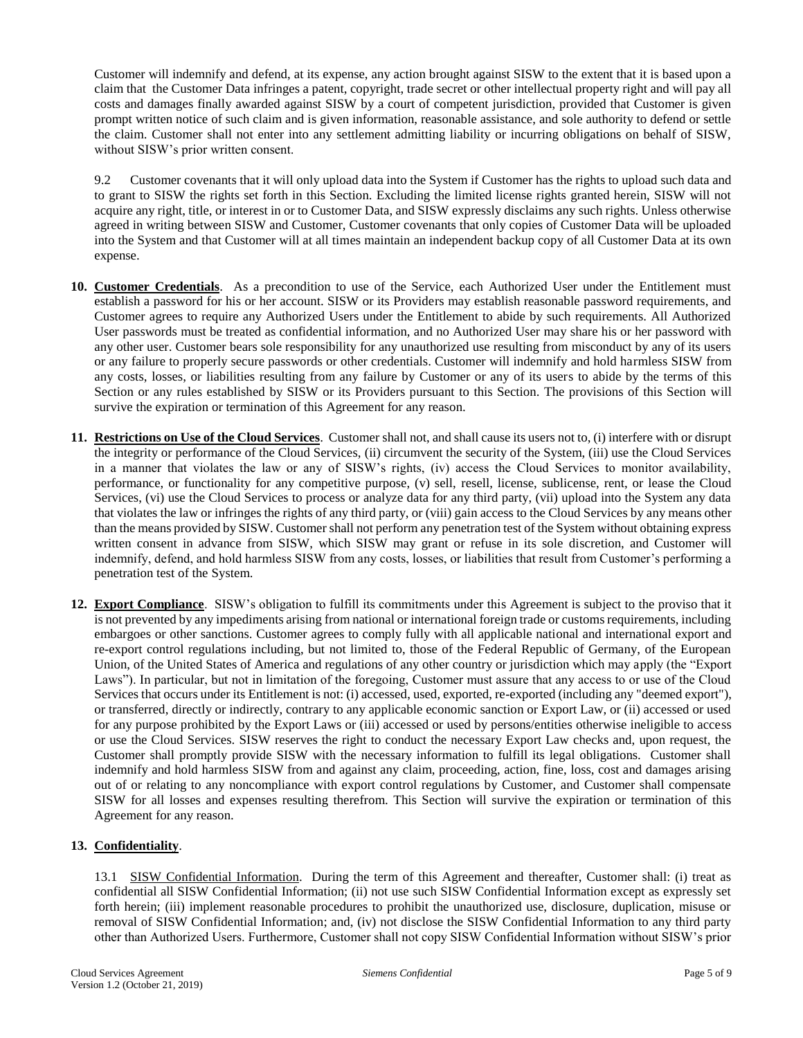Customer will indemnify and defend, at its expense, any action brought against SISW to the extent that it is based upon a claim that the Customer Data infringes a patent, copyright, trade secret or other intellectual property right and will pay all costs and damages finally awarded against SISW by a court of competent jurisdiction, provided that Customer is given prompt written notice of such claim and is given information, reasonable assistance, and sole authority to defend or settle the claim. Customer shall not enter into any settlement admitting liability or incurring obligations on behalf of SISW, without SISW's prior written consent.

9.2 Customer covenants that it will only upload data into the System if Customer has the rights to upload such data and to grant to SISW the rights set forth in this Section. Excluding the limited license rights granted herein, SISW will not acquire any right, title, or interest in or to Customer Data, and SISW expressly disclaims any such rights. Unless otherwise agreed in writing between SISW and Customer, Customer covenants that only copies of Customer Data will be uploaded into the System and that Customer will at all times maintain an independent backup copy of all Customer Data at its own expense.

**10. Customer Credentials**. As a precondition to use of the Service, each Authorized User under the Entitlement must establish a password for his or her account. SISW or its Providers may establish reasonable password requirements, and Customer agrees to require any Authorized Users under the Entitlement to abide by such requirements. All Authorized User passwords must be treated as confidential information, and no Authorized User may share his or her password with any other user. Customer bears sole responsibility for any unauthorized use resulting from misconduct by any of its users or any failure to properly secure passwords or other credentials. Customer will indemnify and hold harmless SISW from any costs, losses, or liabilities resulting from any failure by Customer or any of its users to abide by the terms of this Section or any rules established by SISW or its Providers pursuant to this Section. The provisions of this Section will survive the expiration or termination of this Agreement for any reason.

**11. Restrictions on Use of the Cloud Services**. Customer shall not, and shall cause its users not to, (i) interfere with or disrupt the integrity or performance of the Cloud Services, (ii) circumvent the security of the System, (iii) use the Cloud Services in a manner that violates the law or any of SISW's rights, (iv) access the Cloud Services to monitor availability, performance, or functionality for any competitive purpose, (v) sell, resell, license, sublicense, rent, or lease the Cloud Services, (vi) use the Cloud Services to process or analyze data for any third party, (vii) upload into the System any data that violates the law or infringes the rights of any third party, or (viii) gain access to the Cloud Services by any means other than the means provided by SISW. Customer shall not perform any penetration test of the System without obtaining express written consent in advance from SISW, which SISW may grant or refuse in its sole discretion, and Customer will indemnify, defend, and hold harmless SISW from any costs, losses, or liabilities that result from Customer's performing a penetration test of the System.

**12. Export Compliance**. SISW's obligation to fulfill its commitments under this Agreement is subject to the proviso that it is not prevented by any impediments arising from national or international foreign trade or customs requirements, including embargoes or other sanctions. Customer agrees to comply fully with all applicable national and international export and re-export control regulations including, but not limited to, those of the Federal Republic of Germany, of the European Union, of the United States of America and regulations of any other country or jurisdiction which may apply (the "Export Laws"). In particular, but not in limitation of the foregoing, Customer must assure that any access to or use of the Cloud Services that occurs under its Entitlement is not: (i) accessed, used, exported, re-exported (including any "deemed export"), or transferred, directly or indirectly, contrary to any applicable economic sanction or Export Law, or (ii) accessed or used for any purpose prohibited by the Export Laws or (iii) accessed or used by persons/entities otherwise ineligible to access or use the Cloud Services. SISW reserves the right to conduct the necessary Export Law checks and, upon request, the Customer shall promptly provide SISW with the necessary information to fulfill its legal obligations. Customer shall indemnify and hold harmless SISW from and against any claim, proceeding, action, fine, loss, cost and damages arising out of or relating to any noncompliance with export control regulations by Customer, and Customer shall compensate SISW for all losses and expenses resulting therefrom. This Section will survive the expiration or termination of this Agreement for any reason.

**13. Confidentiality**.

13.1 SISW Confidential Information. During the term of this Agreement and thereafter, Customer shall: (i) treat as confidential all SISW Confidential Information; (ii) not use such SISW Confidential Information except as expressly set forth herein; (iii) implement reasonable procedures to prohibit the unauthorized use, disclosure, duplication, misuse or removal of SISW Confidential Information; and, (iv) not disclose the SISW Confidential Information to any third party other than Authorized Users. Furthermore, Customer shall not copy SISW Confidential Information without SISW's prior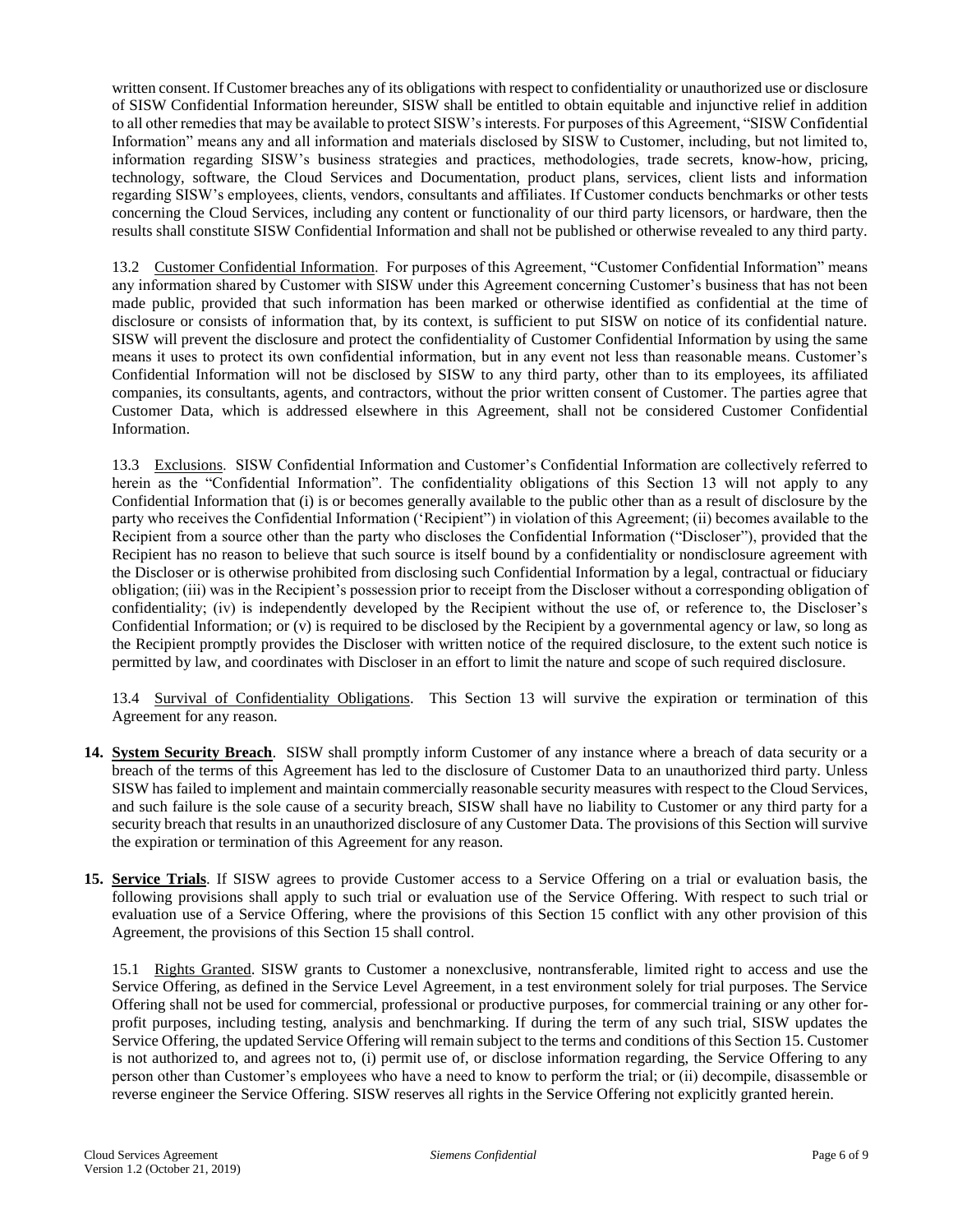written consent. If Customer breaches any of its obligations with respect to confidentiality or unauthorized use or disclosure of SISW Confidential Information hereunder, SISW shall be entitled to obtain equitable and injunctive relief in addition to all other remedies that may be available to protect SISW's interests. For purposes of this Agreement, "SISW Confidential Information" means any and all information and materials disclosed by SISW to Customer, including, but not limited to, information regarding SISW's business strategies and practices, methodologies, trade secrets, know-how, pricing, technology, software, the Cloud Services and Documentation, product plans, services, client lists and information regarding SISW's employees, clients, vendors, consultants and affiliates. If Customer conducts benchmarks or other tests concerning the Cloud Services, including any content or functionality of our third party licensors, or hardware, then the results shall constitute SISW Confidential Information and shall not be published or otherwise revealed to any third party.

13.2 Customer Confidential Information. For purposes of this Agreement, "Customer Confidential Information" means any information shared by Customer with SISW under this Agreement concerning Customer's business that has not been made public, provided that such information has been marked or otherwise identified as confidential at the time of disclosure or consists of information that, by its context, is sufficient to put SISW on notice of its confidential nature. SISW will prevent the disclosure and protect the confidentiality of Customer Confidential Information by using the same means it uses to protect its own confidential information, but in any event not less than reasonable means. Customer's Confidential Information will not be disclosed by SISW to any third party, other than to its employees, its affiliated companies, its consultants, agents, and contractors, without the prior written consent of Customer. The parties agree that Customer Data, which is addressed elsewhere in this Agreement, shall not be considered Customer Confidential Information.

13.3 Exclusions. SISW Confidential Information and Customer's Confidential Information are collectively referred to herein as the "Confidential Information". The confidentiality obligations of this Section 13 will not apply to any Confidential Information that (i) is or becomes generally available to the public other than as a result of disclosure by the party who receives the Confidential Information ('Recipient") in violation of this Agreement; (ii) becomes available to the Recipient from a source other than the party who discloses the Confidential Information ("Discloser"), provided that the Recipient has no reason to believe that such source is itself bound by a confidentiality or nondisclosure agreement with the Discloser or is otherwise prohibited from disclosing such Confidential Information by a legal, contractual or fiduciary obligation; (iii) was in the Recipient's possession prior to receipt from the Discloser without a corresponding obligation of confidentiality; (iv) is independently developed by the Recipient without the use of, or reference to, the Discloser's Confidential Information; or (v) is required to be disclosed by the Recipient by a governmental agency or law, so long as the Recipient promptly provides the Discloser with written notice of the required disclosure, to the extent such notice is permitted by law, and coordinates with Discloser in an effort to limit the nature and scope of such required disclosure.

13.4 Survival of Confidentiality Obligations. This Section 13 will survive the expiration or termination of this Agreement for any reason.

**14. System Security Breach**. SISW shall promptly inform Customer of any instance where a breach of data security or a breach of the terms of this Agreement has led to the disclosure of Customer Data to an unauthorized third party. Unless SISW has failed to implement and maintain commercially reasonable security measures with respect to the Cloud Services, and such failure is the sole cause of a security breach, SISW shall have no liability to Customer or any third party for a security breach that results in an unauthorized disclosure of any Customer Data. The provisions of this Section will survive the expiration or termination of this Agreement for any reason.

**15. Service Trials**. If SISW agrees to provide Customer access to a Service Offering on a trial or evaluation basis, the following provisions shall apply to such trial or evaluation use of the Service Offering. With respect to such trial or evaluation use of a Service Offering, where the provisions of this Section 15 conflict with any other provision of this Agreement, the provisions of this Section 15 shall control.

15.1 Rights Granted. SISW grants to Customer a nonexclusive, nontransferable, limited right to access and use the Service Offering, as defined in the Service Level Agreement, in a test environment solely for trial purposes. The Service Offering shall not be used for commercial, professional or productive purposes, for commercial training or any other for-profit purposes, including testing, analysis and benchmarking. If during the term of any such trial, SISW updates the Service Offering, the updated Service Offering will remain subject to the terms and conditions of this Section 15. Customer is not authorized to, and agrees not to, (i) permit use of, or disclose information regarding, the Service Offering to any person other than Customer's employees who have a need to know to perform the trial; or (ii) decompile, disassemble or reverse engineer the Service Offering. SISW reserves all rights in the Service Offering not explicitly granted herein.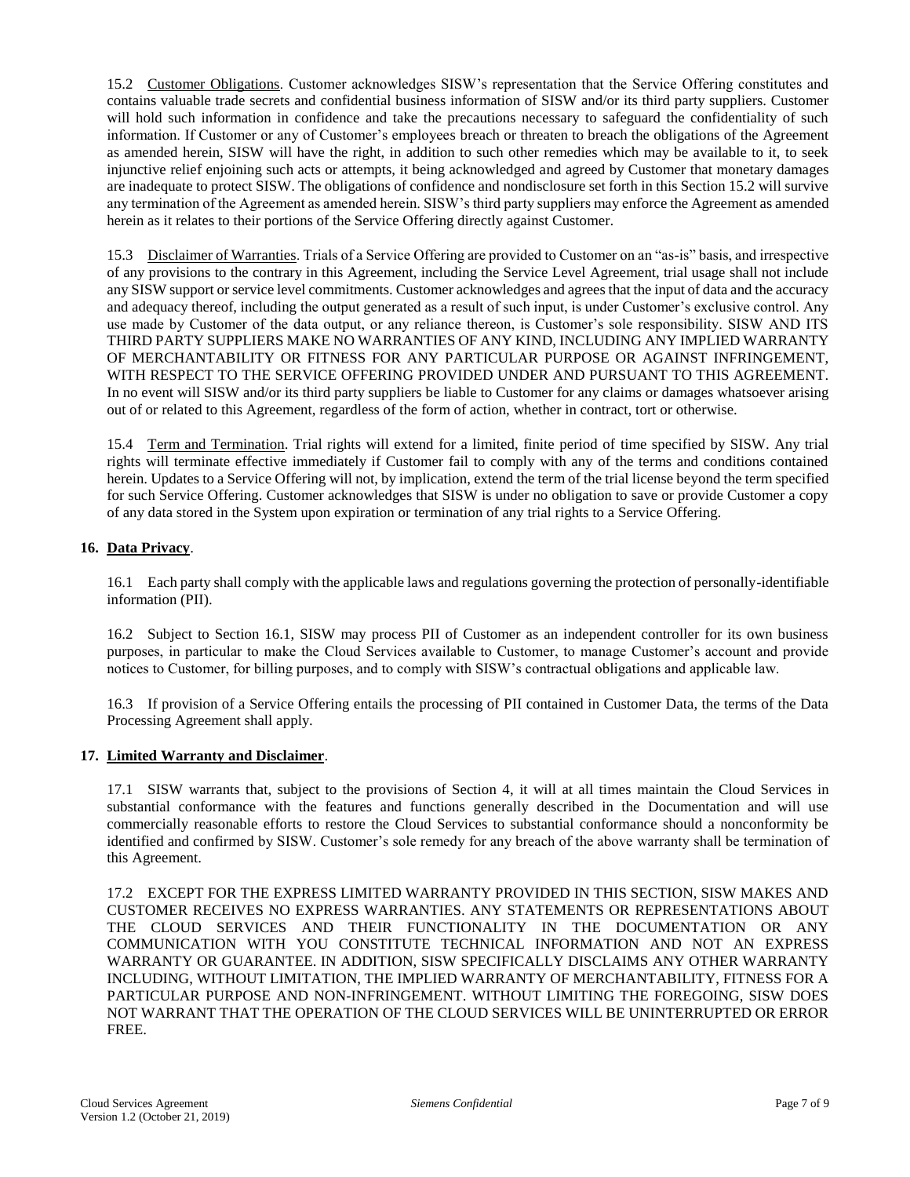15.2 Customer Obligations. Customer acknowledges SISW's representation that the Service Offering constitutes and contains valuable trade secrets and confidential business information of SISW and/or its third party suppliers. Customer will hold such information in confidence and take the precautions necessary to safeguard the confidentiality of such information. If Customer or any of Customer's employees breach or threaten to breach the obligations of the Agreement as amended herein, SISW will have the right, in addition to such other remedies which may be available to it, to seek injunctive relief enjoining such acts or attempts, it being acknowledged and agreed by Customer that monetary damages are inadequate to protect SISW. The obligations of confidence and nondisclosure set forth in this Section 15.2 will survive any termination of the Agreement as amended herein. SISW's third party suppliers may enforce the Agreement as amended herein as it relates to their portions of the Service Offering directly against Customer.

15.3 Disclaimer of Warranties. Trials of a Service Offering are provided to Customer on an "as-is" basis, and irrespective of any provisions to the contrary in this Agreement, including the Service Level Agreement, trial usage shall not include any SISW support or service level commitments. Customer acknowledges and agrees that the input of data and the accuracy and adequacy thereof, including the output generated as a result of such input, is under Customer's exclusive control. Any use made by Customer of the data output, or any reliance thereon, is Customer's sole responsibility. SISW AND ITS THIRD PARTY SUPPLIERS MAKE NO WARRANTIES OF ANY KIND, INCLUDING ANY IMPLIED WARRANTY OF MERCHANTABILITY OR FITNESS FOR ANY PARTICULAR PURPOSE OR AGAINST INFRINGEMENT, WITH RESPECT TO THE SERVICE OFFERING PROVIDED UNDER AND PURSUANT TO THIS AGREEMENT. In no event will SISW and/or its third party suppliers be liable to Customer for any claims or damages whatsoever arising out of or related to this Agreement, regardless of the form of action, whether in contract, tort or otherwise.

15.4 Term and Termination. Trial rights will extend for a limited, finite period of time specified by SISW. Any trial rights will terminate effective immediately if Customer fail to comply with any of the terms and conditions contained herein. Updates to a Service Offering will not, by implication, extend the term of the trial license beyond the term specified for such Service Offering. Customer acknowledges that SISW is under no obligation to save or provide Customer a copy of any data stored in the System upon expiration or termination of any trial rights to a Service Offering.

## 16. Data Privacy.

16.1 Each party shall comply with the applicable laws and regulations governing the protection of personally-identifiable information (PII).

16.2 Subject to Section 16.1, SISW may process PII of Customer as an independent controller for its own business purposes, in particular to make the Cloud Services available to Customer, to manage Customer's account and provide notices to Customer, for billing purposes, and to comply with SISW's contractual obligations and applicable law.

16.3 If provision of a Service Offering entails the processing of PII contained in Customer Data, the terms of the Data Processing Agreement shall apply.

## 17. Limited Warranty and Disclaimer.

17.1 SISW warrants that, subject to the provisions of Section 4, it will at all times maintain the Cloud Services in substantial conformance with the features and functions generally described in the Documentation and will use commercially reasonable efforts to restore the Cloud Services to substantial conformance should a nonconformity be identified and confirmed by SISW. Customer's sole remedy for any breach of the above warranty shall be termination of this Agreement.

17.2 EXCEPT FOR THE EXPRESS LIMITED WARRANTY PROVIDED IN THIS SECTION, SISW MAKES AND CUSTOMER RECEIVES NO EXPRESS WARRANTIES. ANY STATEMENTS OR REPRESENTATIONS ABOUT THE CLOUD SERVICES AND THEIR FUNCTIONALITY IN THE DOCUMENTATION OR ANY COMMUNICATION WITH YOU CONSTITUTE TECHNICAL INFORMATION AND NOT AN EXPRESS WARRANTY OR GUARANTEE. IN ADDITION, SISW SPECIFICALLY DISCLAIMS ANY OTHER WARRANTY INCLUDING, WITHOUT LIMITATION, THE IMPLIED WARRANTY OF MERCHANTABILITY, FITNESS FOR A PARTICULAR PURPOSE AND NON-INFRINGEMENT. WITHOUT LIMITING THE FOREGOING, SISW DOES NOT WARRANT THAT THE OPERATION OF THE CLOUD SERVICES WILL BE UNINTERRUPTED OR ERROR FREE.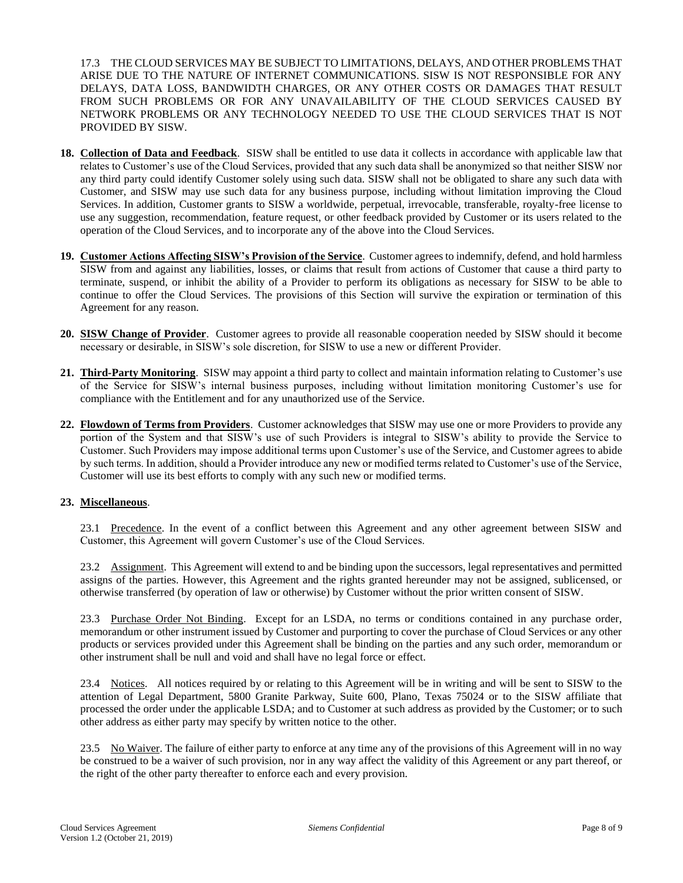17.3 THE CLOUD SERVICES MAY BE SUBJECT TO LIMITATIONS, DELAYS, AND OTHER PROBLEMS THAT ARISE DUE TO THE NATURE OF INTERNET COMMUNICATIONS. SISW IS NOT RESPONSIBLE FOR ANY DELAYS, DATA LOSS, BANDWIDTH CHARGES, OR ANY OTHER COSTS OR DAMAGES THAT RESULT FROM SUCH PROBLEMS OR FOR ANY UNAVAILABILITY OF THE CLOUD SERVICES CAUSED BY NETWORK PROBLEMS OR ANY TECHNOLOGY NEEDED TO USE THE CLOUD SERVICES THAT IS NOT PROVIDED BY SISW.

**18. Collection of Data and Feedback**. SISW shall be entitled to use data it collects in accordance with applicable law that relates to Customer's use of the Cloud Services, provided that any such data shall be anonymized so that neither SISW nor any third party could identify Customer solely using such data. SISW shall not be obligated to share any such data with Customer, and SISW may use such data for any business purpose, including without limitation improving the Cloud Services. In addition, Customer grants to SISW a worldwide, perpetual, irrevocable, transferable, royalty-free license to use any suggestion, recommendation, feature request, or other feedback provided by Customer or its users related to the operation of the Cloud Services, and to incorporate any of the above into the Cloud Services.

**19. Customer Actions Affecting SISW's Provision of the Service**. Customer agrees to indemnify, defend, and hold harmless SISW from and against any liabilities, losses, or claims that result from actions of Customer that cause a third party to terminate, suspend, or inhibit the ability of a Provider to perform its obligations as necessary for SISW to be able to continue to offer the Cloud Services. The provisions of this Section will survive the expiration or termination of this Agreement for any reason.

**20. SISW Change of Provider**. Customer agrees to provide all reasonable cooperation needed by SISW should it become necessary or desirable, in SISW's sole discretion, for SISW to use a new or different Provider.

**21. Third-Party Monitoring**. SISW may appoint a third party to collect and maintain information relating to Customer's use of the Service for SISW's internal business purposes, including without limitation monitoring Customer's use for compliance with the Entitlement and for any unauthorized use of the Service.

**22. Flowdown of Terms from Providers**. Customer acknowledges that SISW may use one or more Providers to provide any portion of the System and that SISW's use of such Providers is integral to SISW's ability to provide the Service to Customer. Such Providers may impose additional terms upon Customer's use of the Service, and Customer agrees to abide by such terms. In addition, should a Provider introduce any new or modified terms related to Customer's use of the Service, Customer will use its best efforts to comply with any such new or modified terms.

**23. Miscellaneous**.

23.1 Precedence. In the event of a conflict between this Agreement and any other agreement between SISW and Customer, this Agreement will govern Customer's use of the Cloud Services.

23.2 Assignment. This Agreement will extend to and be binding upon the successors, legal representatives and permitted assigns of the parties. However, this Agreement and the rights granted hereunder may not be assigned, sublicensed, or otherwise transferred (by operation of law or otherwise) by Customer without the prior written consent of SISW.

23.3 Purchase Order Not Binding. Except for an LSDA, no terms or conditions contained in any purchase order, memorandum or other instrument issued by Customer and purporting to cover the purchase of Cloud Services or any other products or services provided under this Agreement shall be binding on the parties and any such order, memorandum or other instrument shall be null and void and shall have no legal force or effect.

23.4 Notices. All notices required by or relating to this Agreement will be in writing and will be sent to SISW to the attention of Legal Department, 5800 Granite Parkway, Suite 600, Plano, Texas 75024 or to the SISW affiliate that processed the order under the applicable LSDA; and to Customer at such address as provided by the Customer; or to such other address as either party may specify by written notice to the other.

23.5 No Waiver. The failure of either party to enforce at any time any of the provisions of this Agreement will in no way be construed to be a waiver of such provision, nor in any way affect the validity of this Agreement or any part thereof, or the right of the other party thereafter to enforce each and every provision.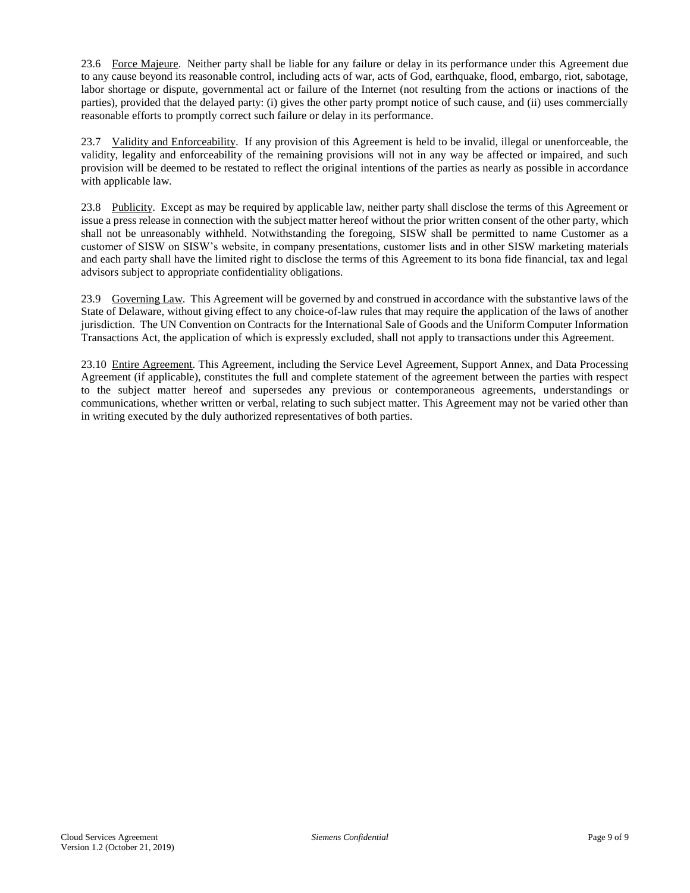23.6 Force Majeure. Neither party shall be liable for any failure or delay in its performance under this Agreement due to any cause beyond its reasonable control, including acts of war, acts of God, earthquake, flood, embargo, riot, sabotage, labor shortage or dispute, governmental act or failure of the Internet (not resulting from the actions or inactions of the parties), provided that the delayed party: (i) gives the other party prompt notice of such cause, and (ii) uses commercially reasonable efforts to promptly correct such failure or delay in its performance.

23.7 Validity and Enforceability. If any provision of this Agreement is held to be invalid, illegal or unenforceable, the validity, legality and enforceability of the remaining provisions will not in any way be affected or impaired, and such provision will be deemed to be restated to reflect the original intentions of the parties as nearly as possible in accordance with applicable law.

23.8 Publicity. Except as may be required by applicable law, neither party shall disclose the terms of this Agreement or issue a press release in connection with the subject matter hereof without the prior written consent of the other party, which shall not be unreasonably withheld. Notwithstanding the foregoing, SISW shall be permitted to name Customer as a customer of SISW on SISW's website, in company presentations, customer lists and in other SISW marketing materials and each party shall have the limited right to disclose the terms of this Agreement to its bona fide financial, tax and legal advisors subject to appropriate confidentiality obligations.

23.9 Governing Law. This Agreement will be governed by and construed in accordance with the substantive laws of the State of Delaware, without giving effect to any choice-of-law rules that may require the application of the laws of another jurisdiction. The UN Convention on Contracts for the International Sale of Goods and the Uniform Computer Information Transactions Act, the application of which is expressly excluded, shall not apply to transactions under this Agreement.

23.10 Entire Agreement. This Agreement, including the Service Level Agreement, Support Annex, and Data Processing Agreement (if applicable), constitutes the full and complete statement of the agreement between the parties with respect to the subject matter hereof and supersedes any previous or contemporaneous agreements, understandings or communications, whether written or verbal, relating to such subject matter. This Agreement may not be varied other than in writing executed by the duly authorized representatives of both parties.